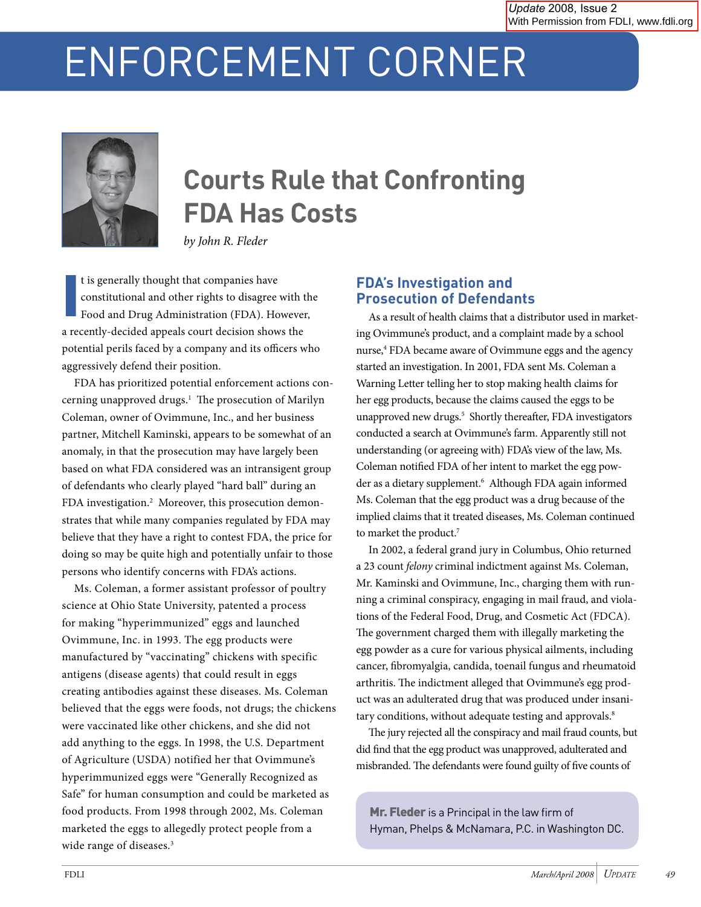# ENFORCEMENT CORNER

## Courts Rule that Confronting FDA Has Costs

*by John R. Fleder*

It is generally thought that companies have constitutional and other rights to disagree with the Food and Drug Administration (FDA). However, a recently-decided appeals court decision shows the potential perils faced by a company and its officers who aggressively defend their position.

FDA has prioritized potential enforcement actions concerning unapproved drugs.[1] The prosecution of Marilyn Coleman, owner of Ovimmune, Inc., and her business partner, Mitchell Kaminski, appears to be somewhat of an anomaly, in that the prosecution may have largely been based on what FDA considered was an intransigent group of defendants who clearly played "hard ball" during an FDA investigation.[2] Moreover, this prosecution demonstrates that while many companies regulated by FDA may believe that they have a right to contest FDA, the price for doing so may be quite high and potentially unfair to those persons who identify concerns with FDA's actions.

Ms. Coleman, a former assistant professor of poultry science at Ohio State University, patented a process for making "hyperimmunized" eggs and launched Ovimmune, Inc. in 1993. The egg products were manufactured by "vaccinating" chickens with specific antigens (disease agents) that could result in eggs creating antibodies against these diseases. Ms. Coleman believed that the eggs were foods, not drugs; the chickens were vaccinated like other chickens, and she did not add anything to the eggs. In 1998, the U.S. Department of Agriculture (USDA) notified her that Ovimmune's hyperimmunized eggs were "Generally Recognized as Safe" for human consumption and could be marketed as food products. From 1998 through 2002, Ms. Coleman marketed the eggs to allegedly protect people from a wide range of diseases.[3]

### FDA's Investigation and Prosecution of Defendants

As a result of health claims that a distributor used in marketing Ovimmune's product, and a complaint made by a school nurse,[4] FDA became aware of Ovimmune eggs and the agency started an investigation. In 2001, FDA sent Ms. Coleman a Warning Letter telling her to stop making health claims for her egg products, because the claims caused the eggs to be unapproved new drugs.[5] Shortly thereafter, FDA investigators conducted a search at Ovimmune's farm. Apparently still not understanding (or agreeing with) FDA's view of the law, Ms. Coleman notified FDA of her intent to market the egg powder as a dietary supplement.[6] Although FDA again informed Ms. Coleman that the egg product was a drug because of the implied claims that it treated diseases, Ms. Coleman continued to market the product.[7]

In 2002, a federal grand jury in Columbus, Ohio returned a 23 count *felony* criminal indictment against Ms. Coleman, Mr. Kaminski and Ovimmune, Inc., charging them with running a criminal conspiracy, engaging in mail fraud, and violations of the Federal Food, Drug, and Cosmetic Act (FDCA). The government charged them with illegally marketing the egg powder as a cure for various physical ailments, including cancer, fibromyalgia, candida, toenail fungus and rheumatoid arthritis. The indictment alleged that Ovimmune's egg product was an adulterated drug that was produced under insanitary conditions, without adequate testing and approvals.[8]

The jury rejected all the conspiracy and mail fraud counts, but did find that the egg product was unapproved, adulterated and misbranded. The defendants were found guilty of five counts of

**Mr. Fleder** is a Principal in the law firm of Hyman, Phelps & McNamara, P.C. in Washington DC.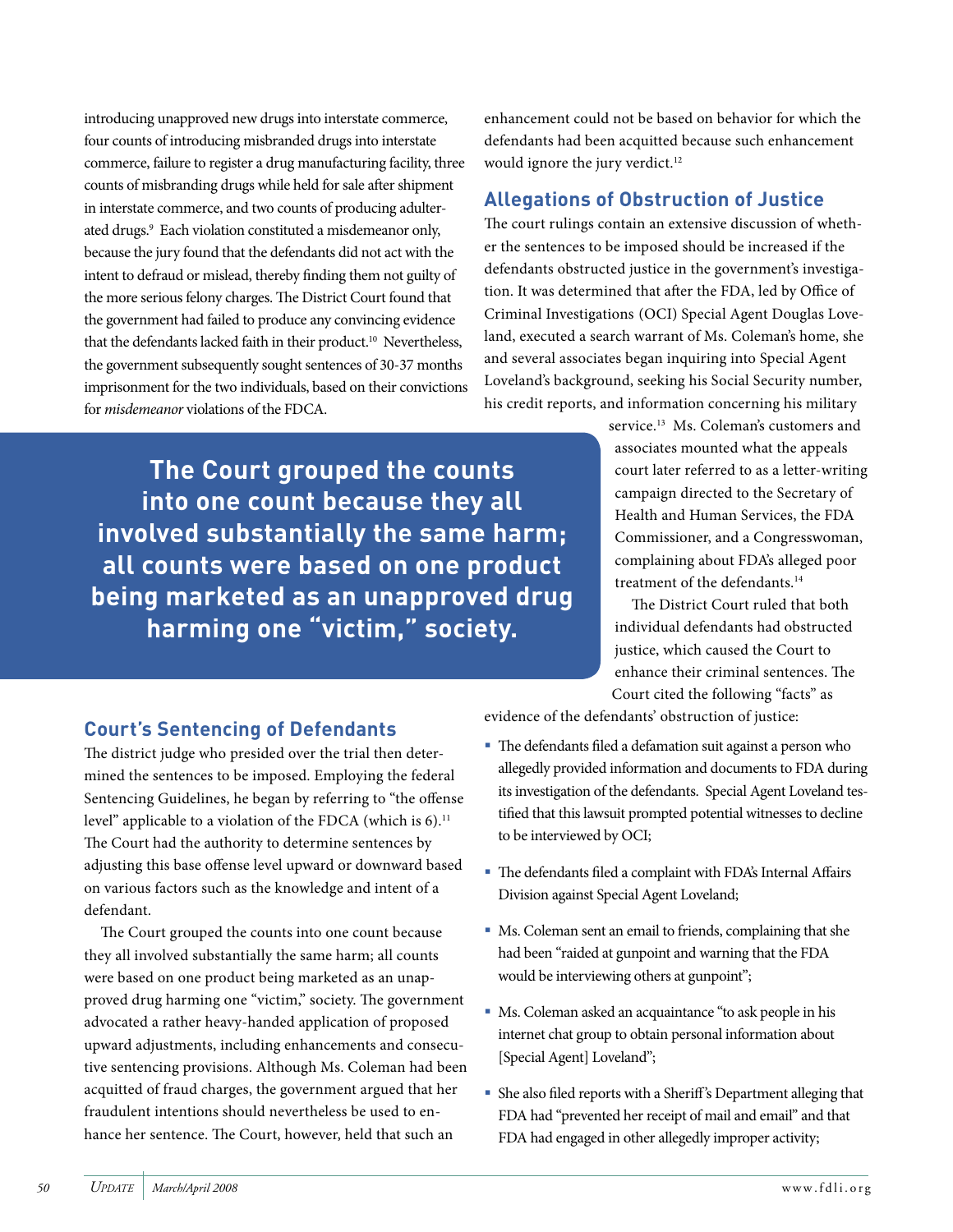introducing unapproved new drugs into interstate commerce, four counts of introducing misbranded drugs into interstate commerce, failure to register a drug manufacturing facility, three counts of misbranding drugs while held for sale after shipment in interstate commerce, and two counts of producing adulterated drugs.[9] Each violation constituted a misdemeanor only, because the jury found that the defendants did not act with the intent to defraud or mislead, thereby finding them not guilty of the more serious felony charges. The District Court found that the government had failed to produce any convincing evidence that the defendants lacked faith in their product.[10] Nevertheless, the government subsequently sought sentences of 30-37 months imprisonment for the two individuals, based on their convictions for *misdemeanor* violations of the FDCA.

> **The Court grouped the counts into one count because they all involved substantially the same harm; all counts were based on one product being marketed as an unapproved drug harming one "victim," society.**

## Court's Sentencing of Defendants

The district judge who presided over the trial then determined the sentences to be imposed. Employing the federal Sentencing Guidelines, he began by referring to "the offense level" applicable to a violation of the FDCA (which is 6).[11] The Court had the authority to determine sentences by adjusting this base offense level upward or downward based on various factors such as the knowledge and intent of a defendant.

The Court grouped the counts into one count because they all involved substantially the same harm; all counts were based on one product being marketed as an unapproved drug harming one "victim," society. The government advocated a rather heavy-handed application of proposed upward adjustments, including enhancements and consecutive sentencing provisions. Although Ms. Coleman had been acquitted of fraud charges, the government argued that her fraudulent intentions should nevertheless be used to enhance her sentence. The Court, however, held that such an enhancement could not be based on behavior for which the defendants had been acquitted because such enhancement would ignore the jury verdict.[12]

## Allegations of Obstruction of Justice

The court rulings contain an extensive discussion of whether the sentences to be imposed should be increased if the defendants obstructed justice in the government's investigation. It was determined that after the FDA, led by Office of Criminal Investigations (OCI) Special Agent Douglas Loveland, executed a search warrant of Ms. Coleman's home, she and several associates began inquiring into Special Agent Loveland's background, seeking his Social Security number, his credit reports, and information concerning his military service.[13] Ms. Coleman's customers and associates mounted what the appeals court later referred to as a letter-writing campaign directed to the Secretary of Health and Human Services, the FDA Commissioner, and a Congresswoman, complaining about FDA's alleged poor treatment of the defendants.[14]

The District Court ruled that both individual defendants had obstructed justice, which caused the Court to enhance their criminal sentences. The Court cited the following "facts" as evidence of the defendants' obstruction of justice:

- The defendants filed a defamation suit against a person who allegedly provided information and documents to FDA during its investigation of the defendants. Special Agent Loveland testified that this lawsuit prompted potential witnesses to decline to be interviewed by OCI;
- The defendants filed a complaint with FDA's Internal Affairs Division against Special Agent Loveland;
- Ms. Coleman sent an email to friends, complaining that she had been "raided at gunpoint and warning that the FDA would be interviewing others at gunpoint";
- Ms. Coleman asked an acquaintance "to ask people in his internet chat group to obtain personal information about [Special Agent] Loveland";
- She also filed reports with a Sheriff's Department alleging that FDA had "prevented her receipt of mail and email" and that FDA had engaged in other allegedly improper activity;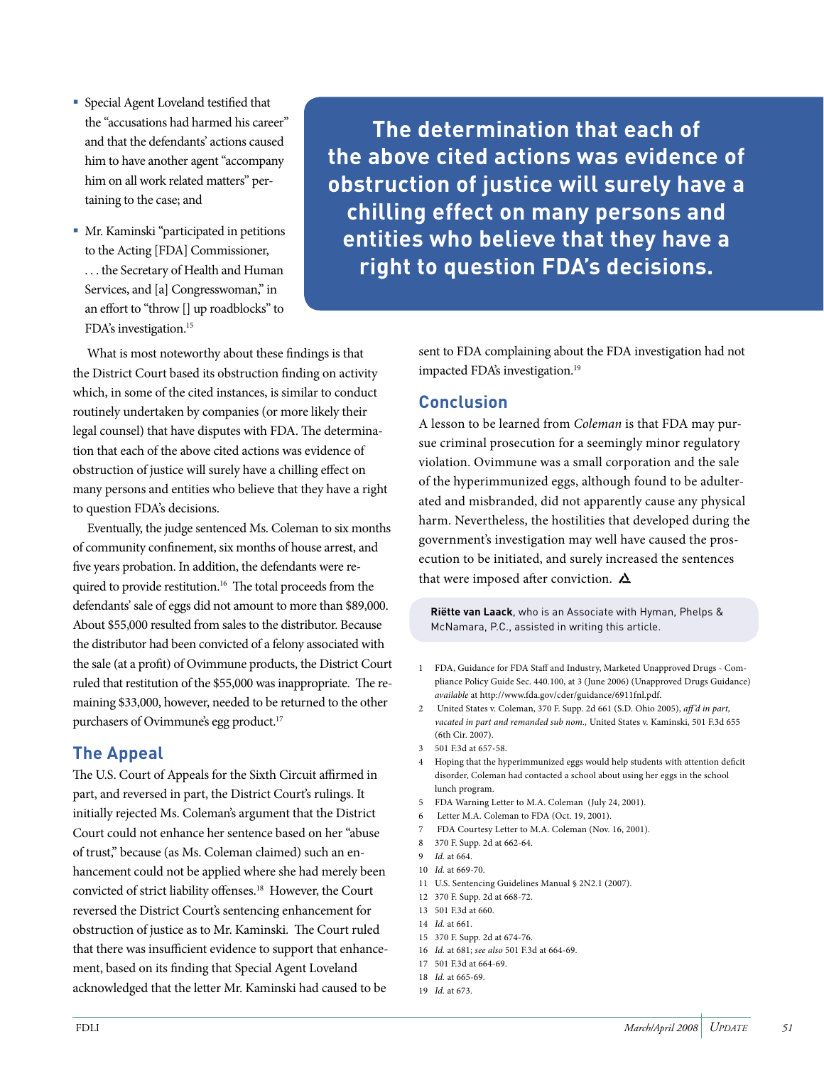- Special Agent Loveland testified that the "accusations had harmed his career" and that the defendants' actions caused him to have another agent "accompany him on all work related matters" pertaining to the case; and
- Mr. Kaminski "participated in petitions to the Acting [FDA] Commissioner, . . . the Secretary of Health and Human Services, and [a] Congresswoman," in an effort to "throw [] up roadblocks" to FDA's investigation.[15]

**The determination that each of the above cited actions was evidence of obstruction of justice will surely have a chilling effect on many persons and entities who believe that they have a right to question FDA's decisions.**

What is most noteworthy about these findings is that the District Court based its obstruction finding on activity which, in some of the cited instances, is similar to conduct routinely undertaken by companies (or more likely their legal counsel) that have disputes with FDA. The determination that each of the above cited actions was evidence of obstruction of justice will surely have a chilling effect on many persons and entities who believe that they have a right to question FDA's decisions.

Eventually, the judge sentenced Ms. Coleman to six months of community confinement, six months of house arrest, and five years probation. In addition, the defendants were required to provide restitution.[16] The total proceeds from the defendants' sale of eggs did not amount to more than $89,000. About $55,000 resulted from sales to the distributor. Because the distributor had been convicted of a felony associated with the sale (at a profit) of Ovimmune products, the District Court ruled that restitution of the $55,000 was inappropriate. The remaining $33,000, however, needed to be returned to the other purchasers of Ovimmune's egg product.[17]

## The Appeal

The U.S. Court of Appeals for the Sixth Circuit affirmed in part, and reversed in part, the District Court's rulings. It initially rejected Ms. Coleman's argument that the District Court could not enhance her sentence based on her "abuse of trust," because (as Ms. Coleman claimed) such an enhancement could not be applied where she had merely been convicted of strict liability offenses.[18] However, the Court reversed the District Court's sentencing enhancement for obstruction of justice as to Mr. Kaminski. The Court ruled that there was insufficient evidence to support that enhancement, based on its finding that Special Agent Loveland acknowledged that the letter Mr. Kaminski had caused to be sent to FDA complaining about the FDA investigation had not impacted FDA's investigation.[19]

## Conclusion

A lesson to be learned from *Coleman* is that FDA may pursue criminal prosecution for a seemingly minor regulatory violation. Ovimmune was a small corporation and the sale of the hyperimmunized eggs, although found to be adulterated and misbranded, did not apparently cause any physical harm. Nevertheless, the hostilities that developed during the government's investigation may well have caused the prosecution to be initiated, and surely increased the sentences that were imposed after conviction.

**Riëtte van Laack**, who is an Associate with Hyman, Phelps & McNamara, P.C., assisted in writing this article.

1. FDA, Guidance for FDA Staff and Industry, Marketed Unapproved Drugs - Compliance Policy Guide Sec. 440.100, at 3 (June 2006) (Unapproved Drugs Guidance) *available* at http://www.fda.gov/cder/guidance/6911fnl.pdf.
2. United States v. Coleman, 370 F. Supp. 2d 661 (S.D. Ohio 2005), *aff'd in part, vacated in part and remanded sub nom.,* United States v. Kaminski, 501 F.3d 655 (6th Cir. 2007).
3. 501 F.3d at 657-58.
4. Hoping that the hyperimmunized eggs would help students with attention deficit disorder, Coleman had contacted a school about using her eggs in the school lunch program.
5. FDA Warning Letter to M.A. Coleman (July 24, 2001).
6. Letter M.A. Coleman to FDA (Oct. 19, 2001).
7. FDA Courtesy Letter to M.A. Coleman (Nov. 16, 2001).
8. 370 F. Supp. 2d at 662-64.
9. *Id.* at 664.
10. *Id.* at 669-70.
11. U.S. Sentencing Guidelines Manual § 2N2.1 (2007).
12. 370 F. Supp. 2d at 668-72.
13. 501 F.3d at 660.
14. *Id.* at 661.
15. 370 F. Supp. 2d at 674-76.
16. *Id.* at 681; *see also* 501 F.3d at 664-69.
17. 501 F.3d at 664-69.
18. *Id.* at 665-69.
19. *Id.* at 673.